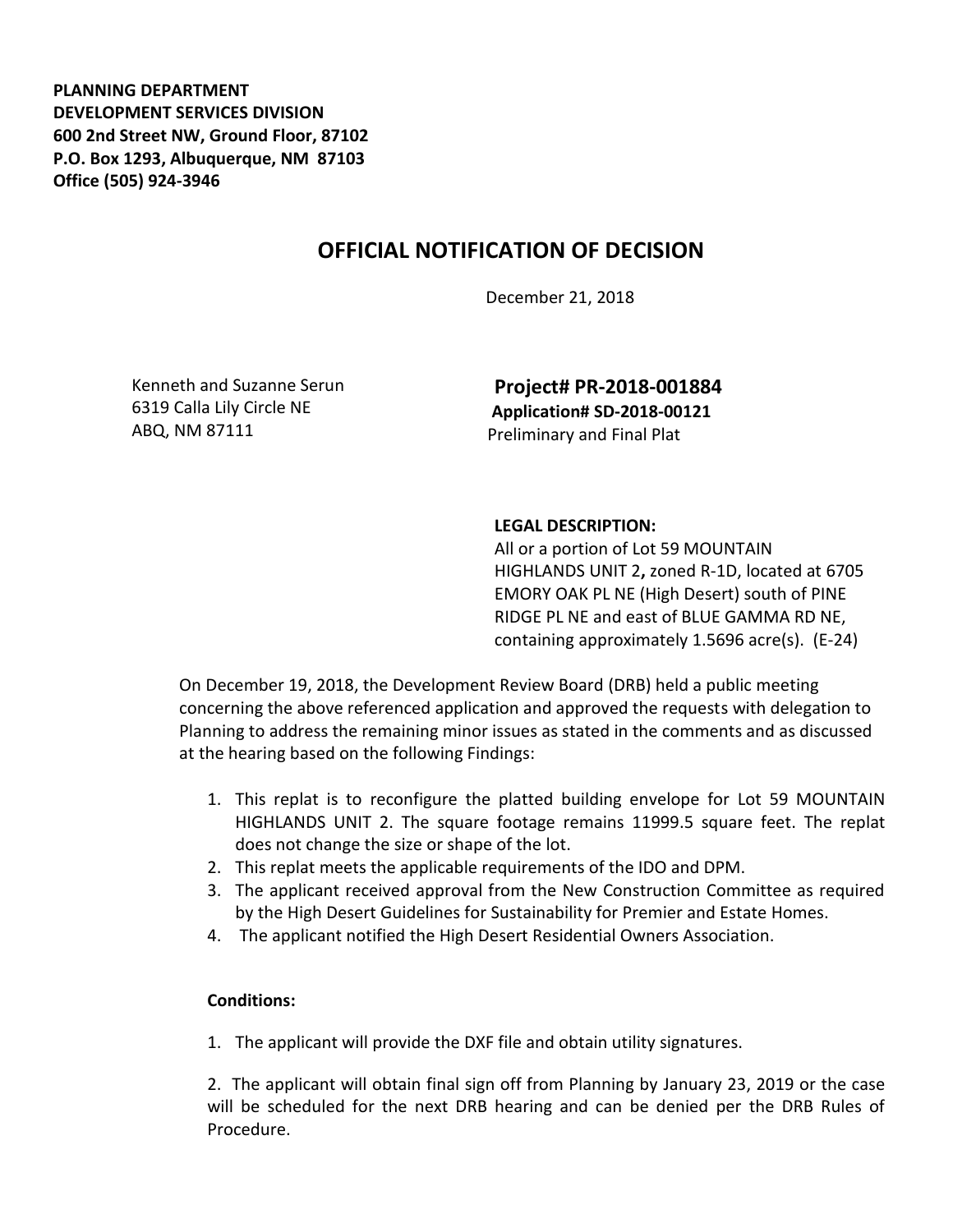**PLANNING DEPARTMENT**
**DEVELOPMENT SERVICES DIVISION**
**600 2nd Street NW, Ground Floor, 87102**
**P.O. Box 1293, Albuquerque, NM 87103**
**Office (505) 924-3946**

# OFFICIAL NOTIFICATION OF DECISION

December 21, 2018

Kenneth and Suzanne Serun
6319 Calla Lily Circle NE
ABQ, NM 87111

**Project# PR-2018-001884**
**Application# SD-2018-00121**
Preliminary and Final Plat

**LEGAL DESCRIPTION:**
All or a portion of Lot 59 MOUNTAIN HIGHLANDS UNIT 2**,** zoned R-1D, located at 6705 EMORY OAK PL NE (High Desert) south of PINE RIDGE PL NE and east of BLUE GAMMA RD NE, containing approximately 1.5696 acre(s). (E-24)

On December 19, 2018, the Development Review Board (DRB) held a public meeting concerning the above referenced application and approved the requests with delegation to Planning to address the remaining minor issues as stated in the comments and as discussed at the hearing based on the following Findings:

1. This replat is to reconfigure the platted building envelope for Lot 59 MOUNTAIN HIGHLANDS UNIT 2. The square footage remains 11999.5 square feet. The replat does not change the size or shape of the lot.
2. This replat meets the applicable requirements of the IDO and DPM.
3. The applicant received approval from the New Construction Committee as required by the High Desert Guidelines for Sustainability for Premier and Estate Homes.
4. The applicant notified the High Desert Residential Owners Association.

**Conditions:**

1. The applicant will provide the DXF file and obtain utility signatures.

2. The applicant will obtain final sign off from Planning by January 23, 2019 or the case will be scheduled for the next DRB hearing and can be denied per the DRB Rules of Procedure.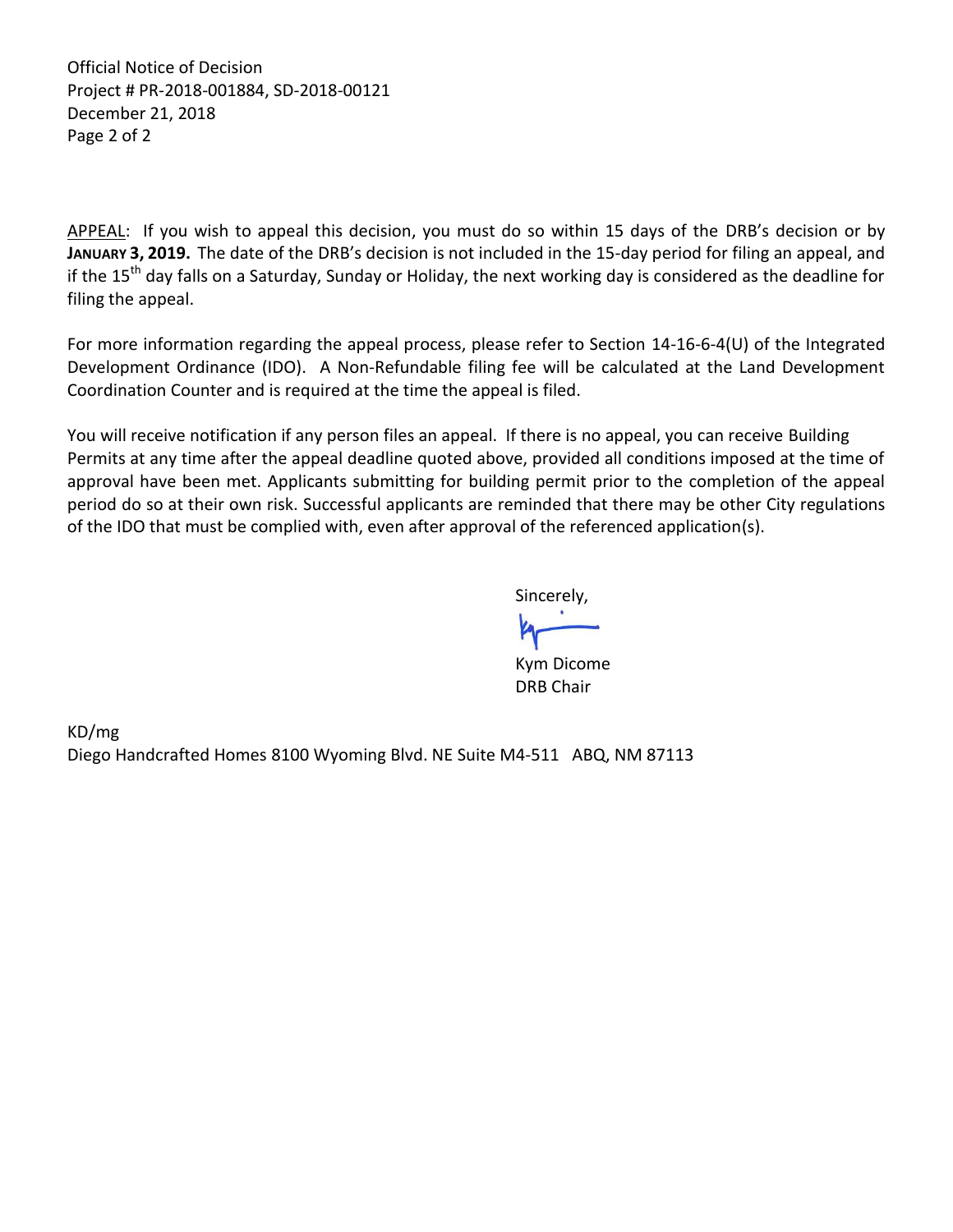APPEAL: If you wish to appeal this decision, you must do so within 15 days of the DRB's decision or by **JANUARY 3, 2019.** The date of the DRB's decision is not included in the 15-day period for filing an appeal, and if the 15th day falls on a Saturday, Sunday or Holiday, the next working day is considered as the deadline for filing the appeal.

For more information regarding the appeal process, please refer to Section 14-16-6-4(U) of the Integrated Development Ordinance (IDO). A Non-Refundable filing fee will be calculated at the Land Development Coordination Counter and is required at the time the appeal is filed.

You will receive notification if any person files an appeal. If there is no appeal, you can receive Building Permits at any time after the appeal deadline quoted above, provided all conditions imposed at the time of approval have been met. Applicants submitting for building permit prior to the completion of the appeal period do so at their own risk. Successful applicants are reminded that there may be other City regulations of the IDO that must be complied with, even after approval of the referenced application(s).

Sincerely,

Kym Dicome
DRB Chair

KD/mg
Diego Handcrafted Homes 8100 Wyoming Blvd. NE Suite M4-511 ABQ, NM 87113